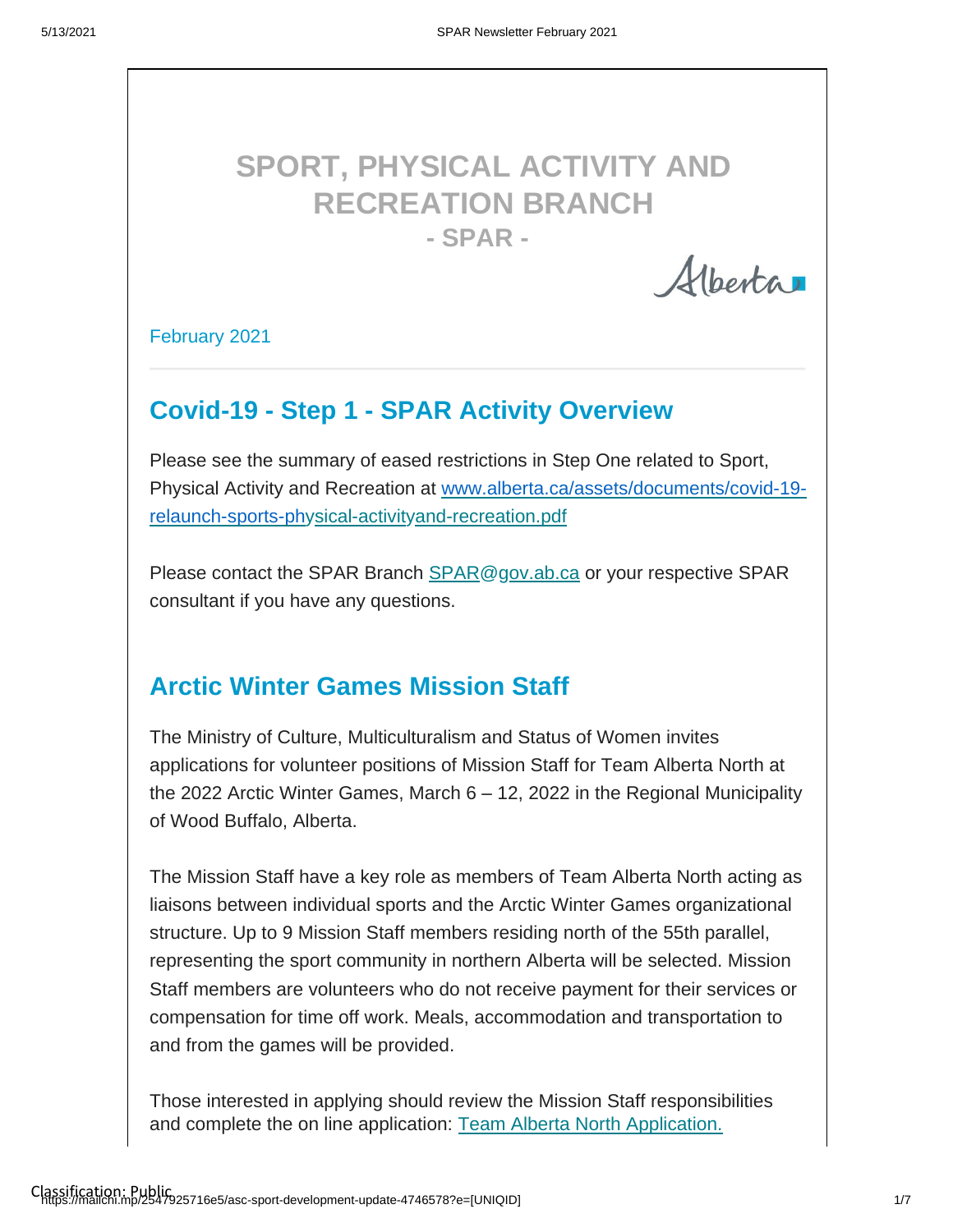# SPORT, PHYSICAL ACTIVITY AND RECREATION BRANCH

**- SPAR -**

Alberta

February 2021

## Covid-19 - Step 1 - SPAR Activity Overview

Please see the summary of eased restrictions in Step One related to Sport, Physical Activity and Recreation at www.alberta.ca/assets/documents/covid-19-relaunch-sports-physical-activityand-recreation.pdf

Please contact the SPAR Branch SPAR@gov.ab.ca or your respective SPAR consultant if you have any questions.

## Arctic Winter Games Mission Staff

The Ministry of Culture, Multiculturalism and Status of Women invites applications for volunteer positions of Mission Staff for Team Alberta North at the 2022 Arctic Winter Games, March 6 – 12, 2022 in the Regional Municipality of Wood Buffalo, Alberta.

The Mission Staff have a key role as members of Team Alberta North acting as liaisons between individual sports and the Arctic Winter Games organizational structure. Up to 9 Mission Staff members residing north of the 55th parallel, representing the sport community in northern Alberta will be selected. Mission Staff members are volunteers who do not receive payment for their services or compensation for time off work. Meals, accommodation and transportation to and from the games will be provided.

Those interested in applying should review the Mission Staff responsibilities and complete the on line application: Team Alberta North Application.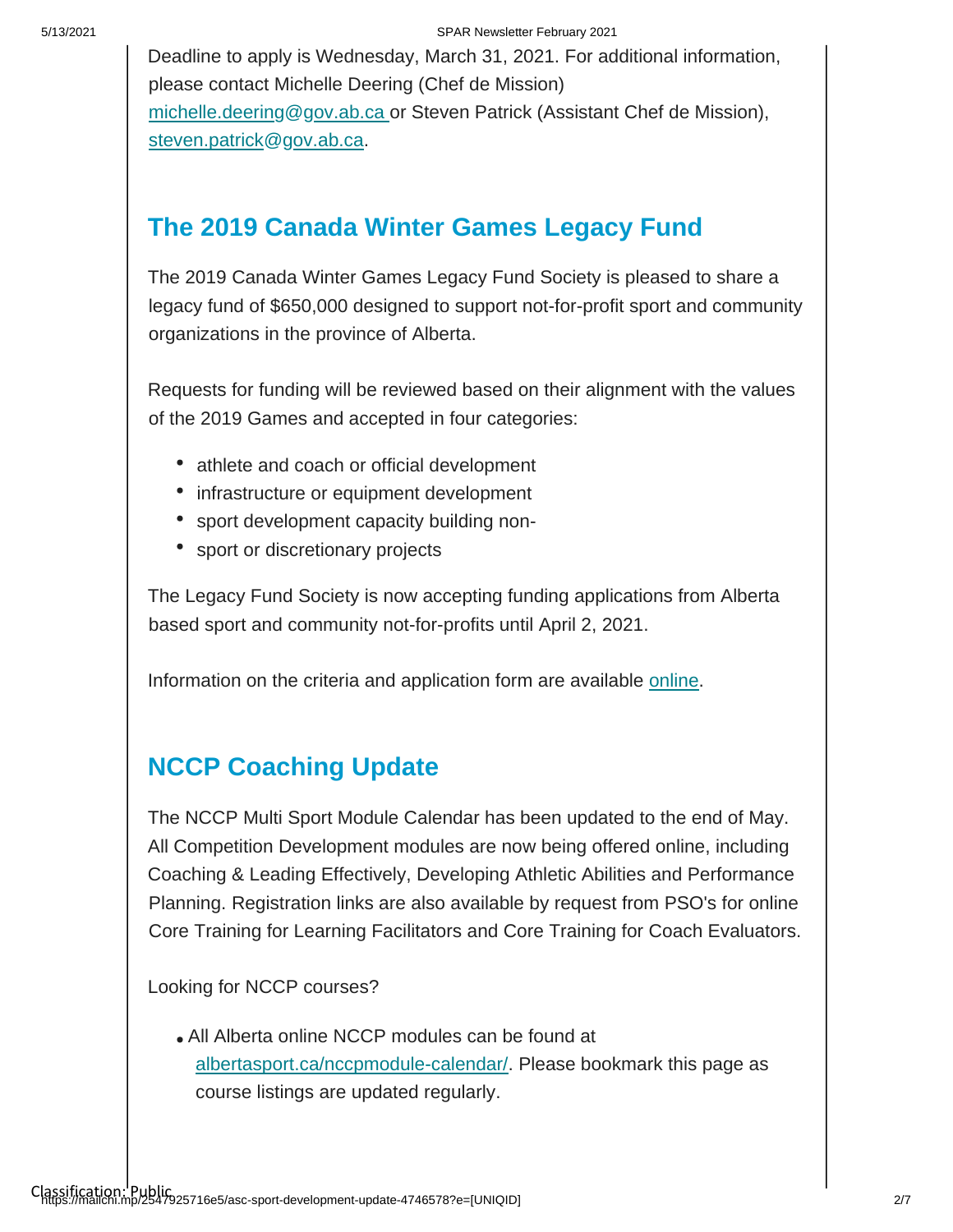Deadline to apply is Wednesday, March 31, 2021. For additional information, please contact Michelle Deering (Chef de Mission) michelle.deering@gov.ab.ca or Steven Patrick (Assistant Chef de Mission), steven.patrick@gov.ab.ca.

## The 2019 Canada Winter Games Legacy Fund

The 2019 Canada Winter Games Legacy Fund Society is pleased to share a legacy fund of $650,000 designed to support not-for-profit sport and community organizations in the province of Alberta.

Requests for funding will be reviewed based on their alignment with the values of the 2019 Games and accepted in four categories:

- athlete and coach or official development
- infrastructure or equipment development
- sport development capacity building non-
- sport or discretionary projects

The Legacy Fund Society is now accepting funding applications from Alberta based sport and community not-for-profits until April 2, 2021.

Information on the criteria and application form are available online.

## NCCP Coaching Update

The NCCP Multi Sport Module Calendar has been updated to the end of May. All Competition Development modules are now being offered online, including Coaching & Leading Effectively, Developing Athletic Abilities and Performance Planning. Registration links are also available by request from PSO's for online Core Training for Learning Facilitators and Core Training for Coach Evaluators.

Looking for NCCP courses?

- All Alberta online NCCP modules can be found at albertasport.ca/nccpmodule-calendar/. Please bookmark this page as course listings are updated regularly.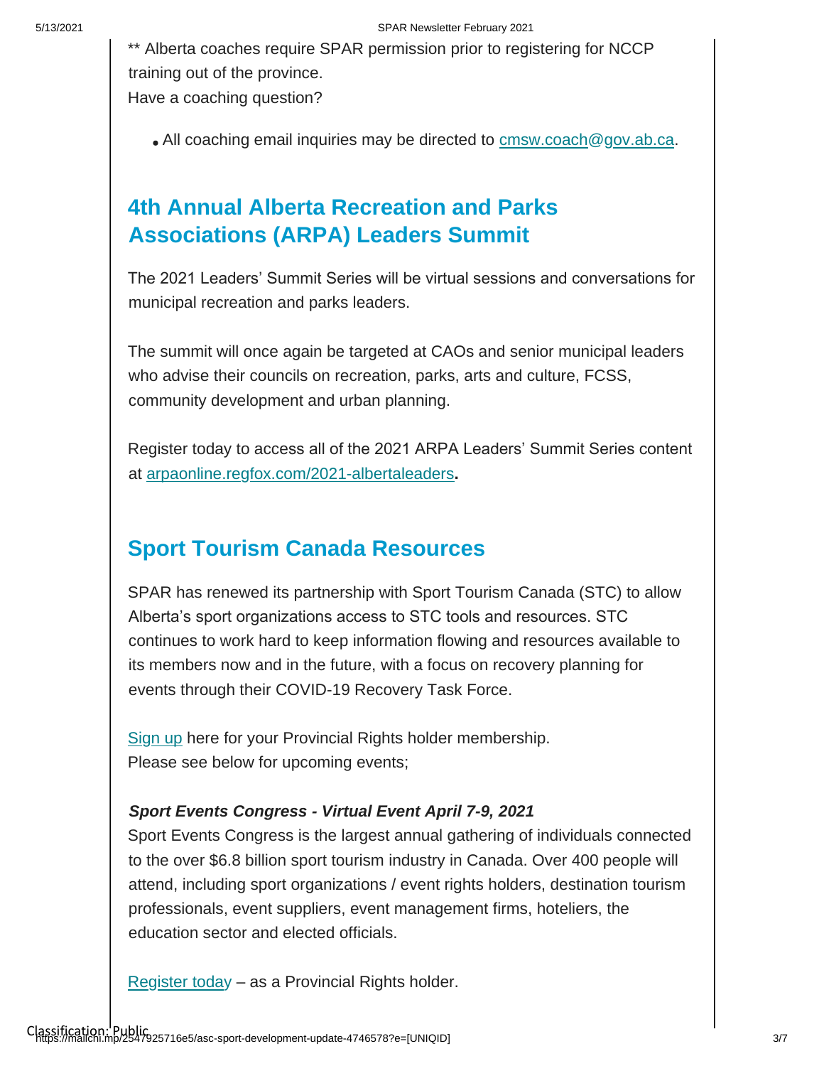** Alberta coaches require SPAR permission prior to registering for NCCP training out of the province.

Have a coaching question?

- All coaching email inquiries may be directed to cmsw.coach@gov.ab.ca.

## 4th Annual Alberta Recreation and Parks Associations (ARPA) Leaders Summit

The 2021 Leaders' Summit Series will be virtual sessions and conversations for municipal recreation and parks leaders.

The summit will once again be targeted at CAOs and senior municipal leaders who advise their councils on recreation, parks, arts and culture, FCSS, community development and urban planning.

Register today to access all of the 2021 ARPA Leaders' Summit Series content at arpaonline.regfox.com/2021-albertaleaders**.**

## Sport Tourism Canada Resources

SPAR has renewed its partnership with Sport Tourism Canada (STC) to allow Alberta's sport organizations access to STC tools and resources. STC continues to work hard to keep information flowing and resources available to its members now and in the future, with a focus on recovery planning for events through their COVID-19 Recovery Task Force.

Sign up here for your Provincial Rights holder membership.
Please see below for upcoming events;

***Sport Events Congress - Virtual Event April 7-9, 2021***

Sport Events Congress is the largest annual gathering of individuals connected to the over $6.8 billion sport tourism industry in Canada. Over 400 people will attend, including sport organizations / event rights holders, destination tourism professionals, event suppliers, event management firms, hoteliers, the education sector and elected officials.

Register today – as a Provincial Rights holder.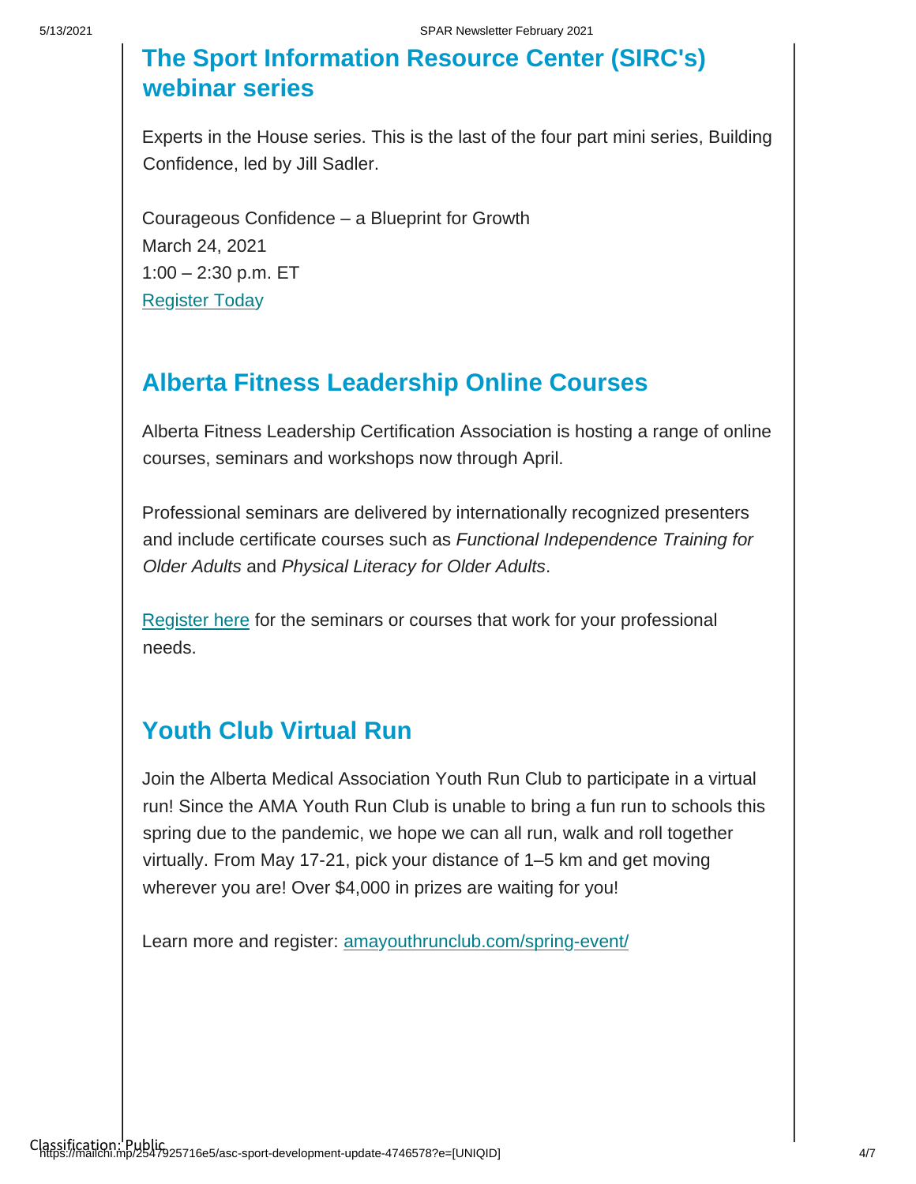## The Sport Information Resource Center (SIRC's) webinar series

Experts in the House series. This is the last of the four part mini series, Building Confidence, led by Jill Sadler.

Courageous Confidence – a Blueprint for Growth
March 24, 2021
1:00 – 2:30 p.m. ET
Register Today

## Alberta Fitness Leadership Online Courses

Alberta Fitness Leadership Certification Association is hosting a range of online courses, seminars and workshops now through April.

Professional seminars are delivered by internationally recognized presenters and include certificate courses such as *Functional Independence Training for Older Adults* and *Physical Literacy for Older Adults*.

Register here for the seminars or courses that work for your professional needs.

## Youth Club Virtual Run

Join the Alberta Medical Association Youth Run Club to participate in a virtual run! Since the AMA Youth Run Club is unable to bring a fun run to schools this spring due to the pandemic, we hope we can all run, walk and roll together virtually. From May 17-21, pick your distance of 1–5 km and get moving wherever you are! Over $4,000 in prizes are waiting for you!

Learn more and register: amayouthrunclub.com/spring-event/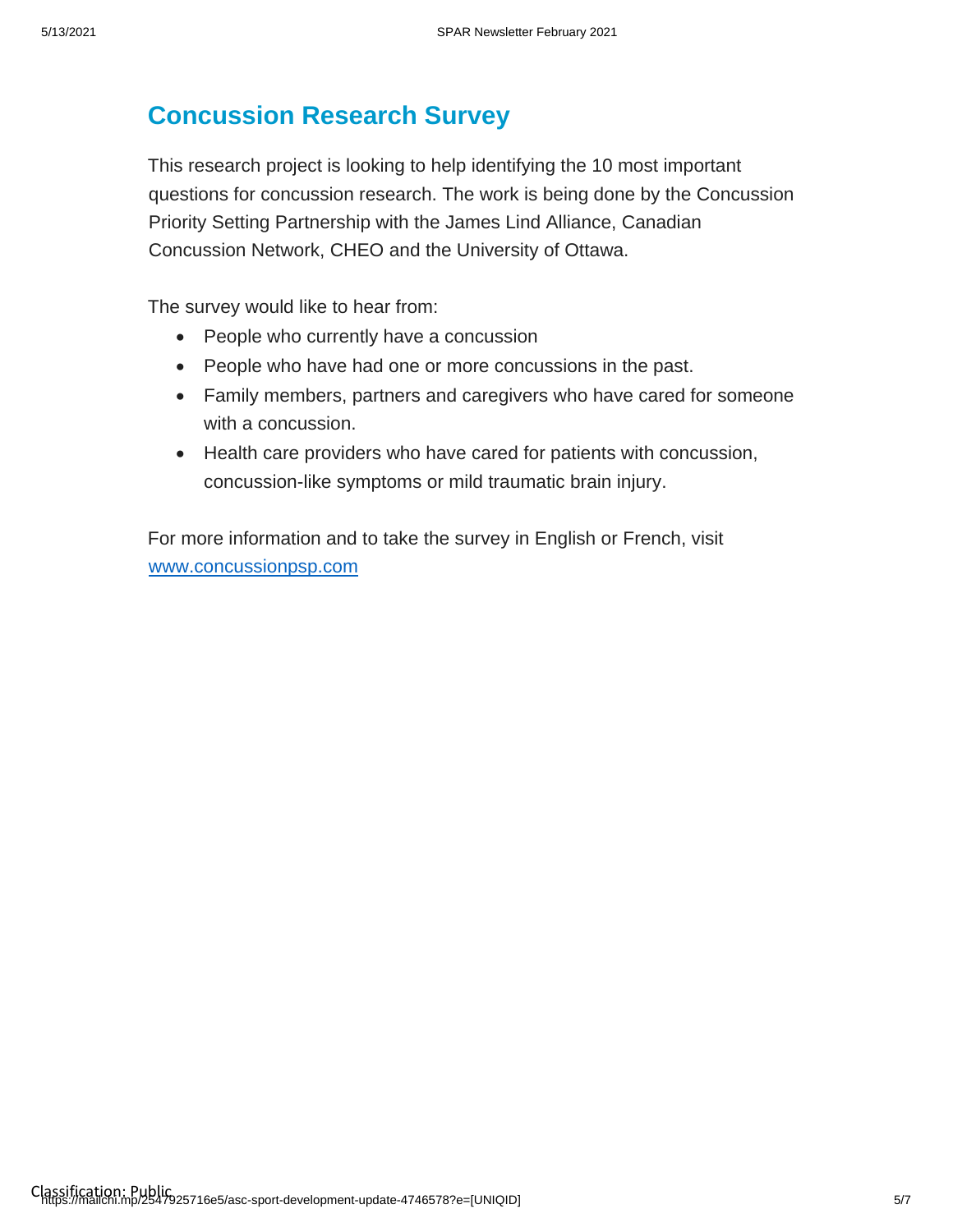## Concussion Research Survey

This research project is looking to help identifying the 10 most important questions for concussion research. The work is being done by the Concussion Priority Setting Partnership with the James Lind Alliance, Canadian Concussion Network, CHEO and the University of Ottawa.

The survey would like to hear from:

- People who currently have a concussion
- People who have had one or more concussions in the past.
- Family members, partners and caregivers who have cared for someone with a concussion.
- Health care providers who have cared for patients with concussion, concussion-like symptoms or mild traumatic brain injury.

For more information and to take the survey in English or French, visit [www.concussionpsp.com](http://www.concussionpsp.com)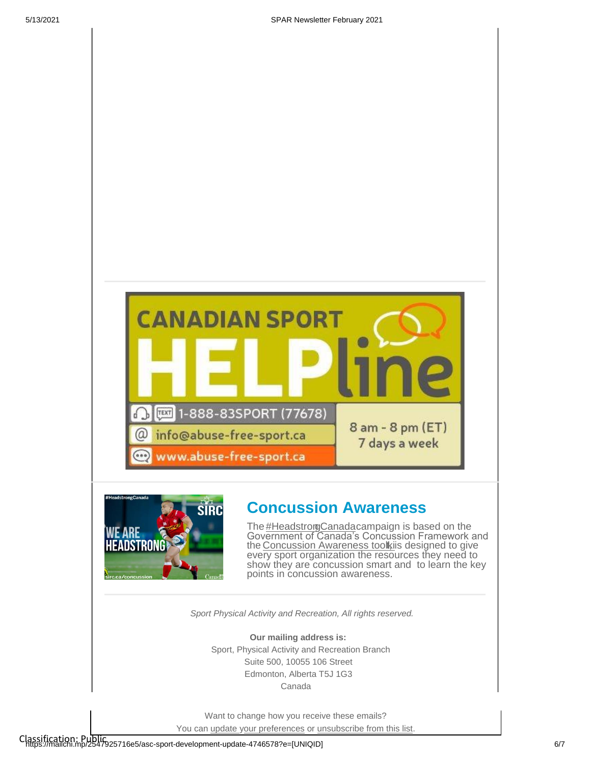CANADIAN SPORT HELPline

1-888-83SPORT (77678)

info@abuse-free-sport.ca

www.abuse-free-sport.ca

8 am - 8 pm (ET) 7 days a week

## Concussion Awareness

The #HeadstrongCanada campaign is based on the Government of Canada's Concussion Framework and the Concussion Awareness toolkit is designed to give every sport organization the resources they need to show they are concussion smart and to learn the key points in concussion awareness.

*Sport Physical Activity and Recreation, All rights reserved.*

**Our mailing address is:**
Sport, Physical Activity and Recreation Branch
Suite 500, 10055 106 Street
Edmonton, Alberta T5J 1G3
Canada

Want to change how you receive these emails?
You can update your preferences or unsubscribe from this list.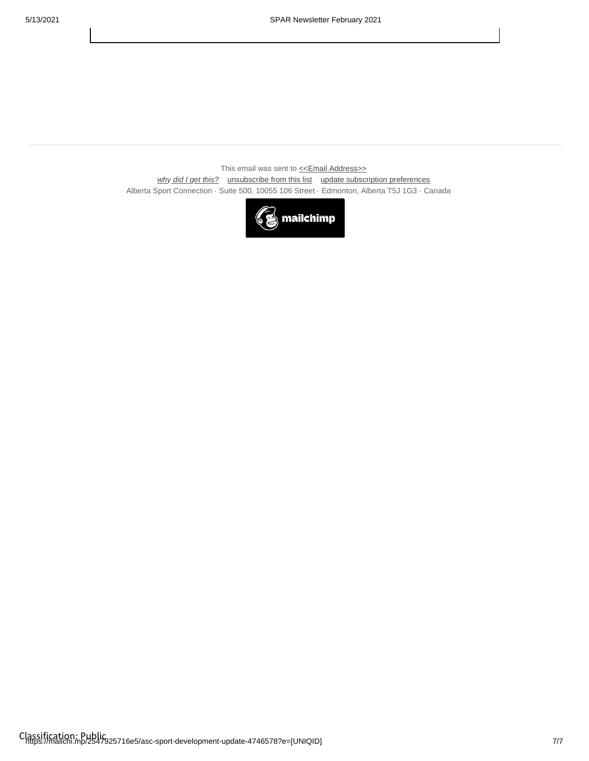This email was sent to <<Email Address>>

*why did I get this?* unsubscribe from this list update subscription preferences

Alberta Sport Connection · Suite 500, 10055 106 Street · Edmonton, Alberta T5J 1G3 · Canada

mailchimp

Classification: Public